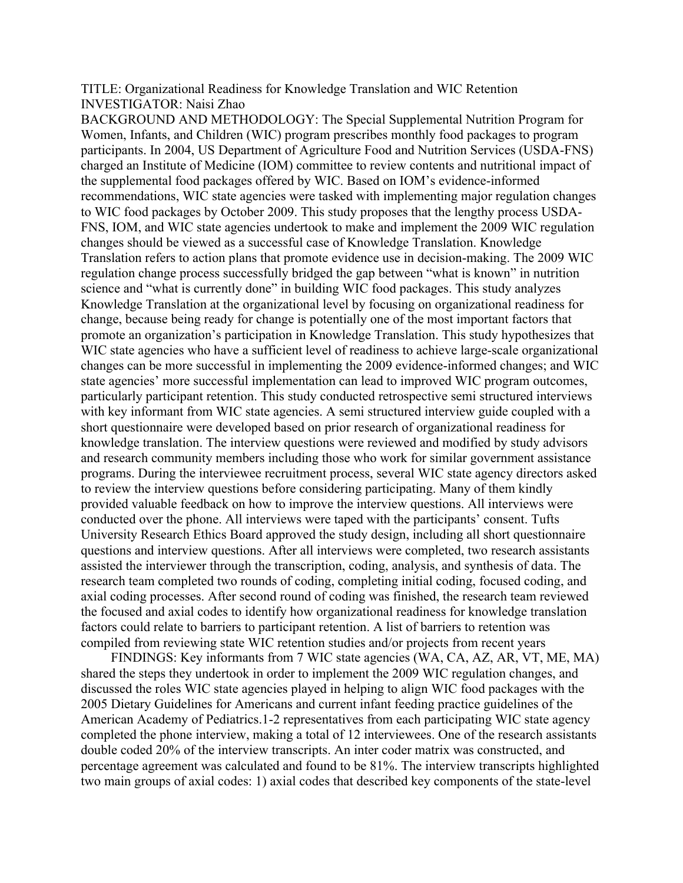TITLE: Organizational Readiness for Knowledge Translation and WIC Retention
INVESTIGATOR: Naisi Zhao
BACKGROUND AND METHODOLOGY: The Special Supplemental Nutrition Program for Women, Infants, and Children (WIC) program prescribes monthly food packages to program participants. In 2004, US Department of Agriculture Food and Nutrition Services (USDA-FNS) charged an Institute of Medicine (IOM) committee to review contents and nutritional impact of the supplemental food packages offered by WIC. Based on IOM's evidence-informed recommendations, WIC state agencies were tasked with implementing major regulation changes to WIC food packages by October 2009. This study proposes that the lengthy process USDA-FNS, IOM, and WIC state agencies undertook to make and implement the 2009 WIC regulation changes should be viewed as a successful case of Knowledge Translation. Knowledge Translation refers to action plans that promote evidence use in decision-making. The 2009 WIC regulation change process successfully bridged the gap between "what is known" in nutrition science and "what is currently done" in building WIC food packages. This study analyzes Knowledge Translation at the organizational level by focusing on organizational readiness for change, because being ready for change is potentially one of the most important factors that promote an organization's participation in Knowledge Translation. This study hypothesizes that WIC state agencies who have a sufficient level of readiness to achieve large-scale organizational changes can be more successful in implementing the 2009 evidence-informed changes; and WIC state agencies' more successful implementation can lead to improved WIC program outcomes, particularly participant retention. This study conducted retrospective semi structured interviews with key informant from WIC state agencies. A semi structured interview guide coupled with a short questionnaire were developed based on prior research of organizational readiness for knowledge translation. The interview questions were reviewed and modified by study advisors and research community members including those who work for similar government assistance programs. During the interviewee recruitment process, several WIC state agency directors asked to review the interview questions before considering participating. Many of them kindly provided valuable feedback on how to improve the interview questions. All interviews were conducted over the phone. All interviews were taped with the participants' consent. Tufts University Research Ethics Board approved the study design, including all short questionnaire questions and interview questions. After all interviews were completed, two research assistants assisted the interviewer through the transcription, coding, analysis, and synthesis of data. The research team completed two rounds of coding, completing initial coding, focused coding, and axial coding processes. After second round of coding was finished, the research team reviewed the focused and axial codes to identify how organizational readiness for knowledge translation factors could relate to barriers to participant retention. A list of barriers to retention was compiled from reviewing state WIC retention studies and/or projects from recent years

FINDINGS: Key informants from 7 WIC state agencies (WA, CA, AZ, AR, VT, ME, MA) shared the steps they undertook in order to implement the 2009 WIC regulation changes, and discussed the roles WIC state agencies played in helping to align WIC food packages with the 2005 Dietary Guidelines for Americans and current infant feeding practice guidelines of the American Academy of Pediatrics.1-2 representatives from each participating WIC state agency completed the phone interview, making a total of 12 interviewees. One of the research assistants double coded 20% of the interview transcripts. An inter coder matrix was constructed, and percentage agreement was calculated and found to be 81%. The interview transcripts highlighted two main groups of axial codes: 1) axial codes that described key components of the state-level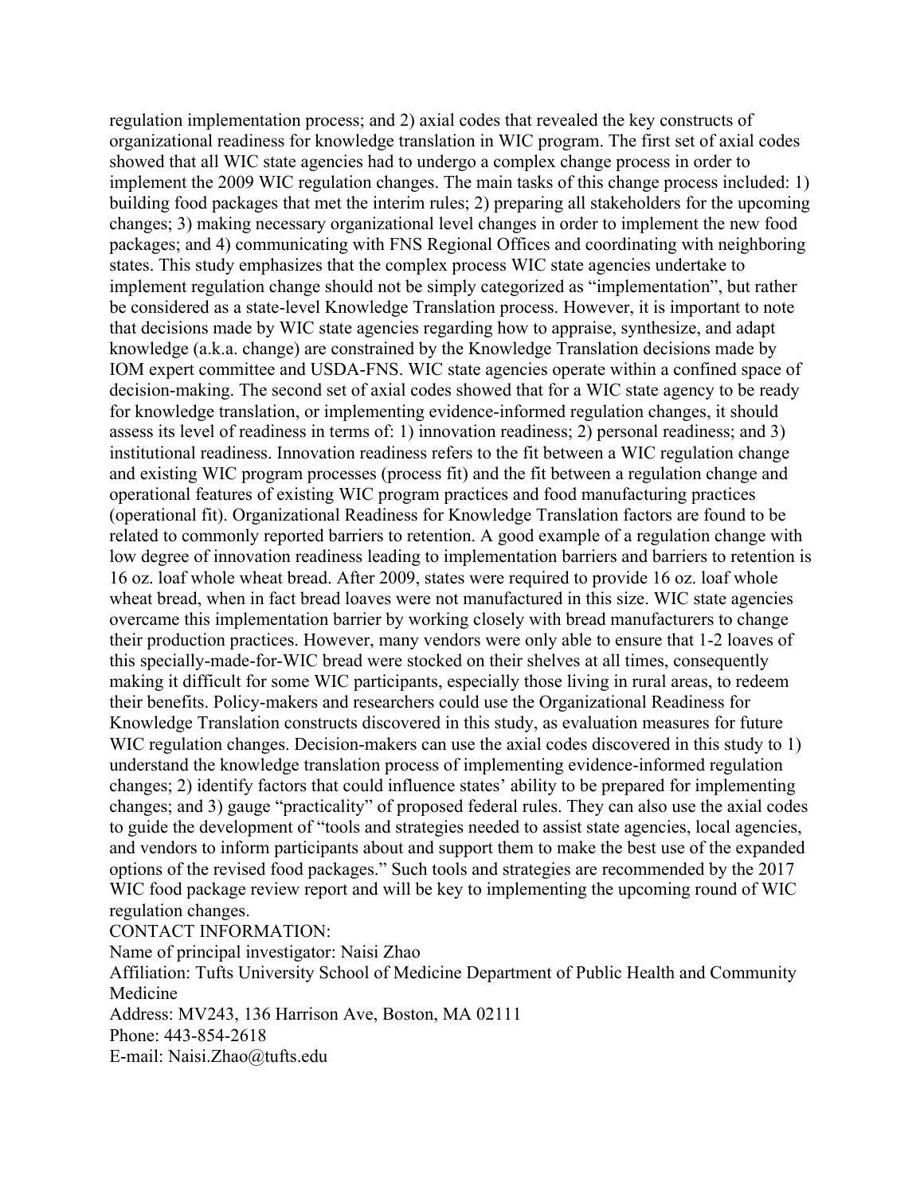regulation implementation process; and 2) axial codes that revealed the key constructs of organizational readiness for knowledge translation in WIC program. The first set of axial codes showed that all WIC state agencies had to undergo a complex change process in order to implement the 2009 WIC regulation changes. The main tasks of this change process included: 1) building food packages that met the interim rules; 2) preparing all stakeholders for the upcoming changes; 3) making necessary organizational level changes in order to implement the new food packages; and 4) communicating with FNS Regional Offices and coordinating with neighboring states. This study emphasizes that the complex process WIC state agencies undertake to implement regulation change should not be simply categorized as "implementation", but rather be considered as a state-level Knowledge Translation process. However, it is important to note that decisions made by WIC state agencies regarding how to appraise, synthesize, and adapt knowledge (a.k.a. change) are constrained by the Knowledge Translation decisions made by IOM expert committee and USDA-FNS. WIC state agencies operate within a confined space of decision-making. The second set of axial codes showed that for a WIC state agency to be ready for knowledge translation, or implementing evidence-informed regulation changes, it should assess its level of readiness in terms of: 1) innovation readiness; 2) personal readiness; and 3) institutional readiness. Innovation readiness refers to the fit between a WIC regulation change and existing WIC program processes (process fit) and the fit between a regulation change and operational features of existing WIC program practices and food manufacturing practices (operational fit). Organizational Readiness for Knowledge Translation factors are found to be related to commonly reported barriers to retention. A good example of a regulation change with low degree of innovation readiness leading to implementation barriers and barriers to retention is 16 oz. loaf whole wheat bread. After 2009, states were required to provide 16 oz. loaf whole wheat bread, when in fact bread loaves were not manufactured in this size. WIC state agencies overcame this implementation barrier by working closely with bread manufacturers to change their production practices. However, many vendors were only able to ensure that 1-2 loaves of this specially-made-for-WIC bread were stocked on their shelves at all times, consequently making it difficult for some WIC participants, especially those living in rural areas, to redeem their benefits. Policy-makers and researchers could use the Organizational Readiness for Knowledge Translation constructs discovered in this study, as evaluation measures for future WIC regulation changes. Decision-makers can use the axial codes discovered in this study to 1) understand the knowledge translation process of implementing evidence-informed regulation changes; 2) identify factors that could influence states' ability to be prepared for implementing changes; and 3) gauge "practicality" of proposed federal rules. They can also use the axial codes to guide the development of "tools and strategies needed to assist state agencies, local agencies, and vendors to inform participants about and support them to make the best use of the expanded options of the revised food packages." Such tools and strategies are recommended by the 2017 WIC food package review report and will be key to implementing the upcoming round of WIC regulation changes.

CONTACT INFORMATION:

Name of principal investigator: Naisi Zhao

Affiliation: Tufts University School of Medicine Department of Public Health and Community Medicine

Address: MV243, 136 Harrison Ave, Boston, MA 02111

Phone: 443-854-2618

E-mail: Naisi.Zhao@tufts.edu